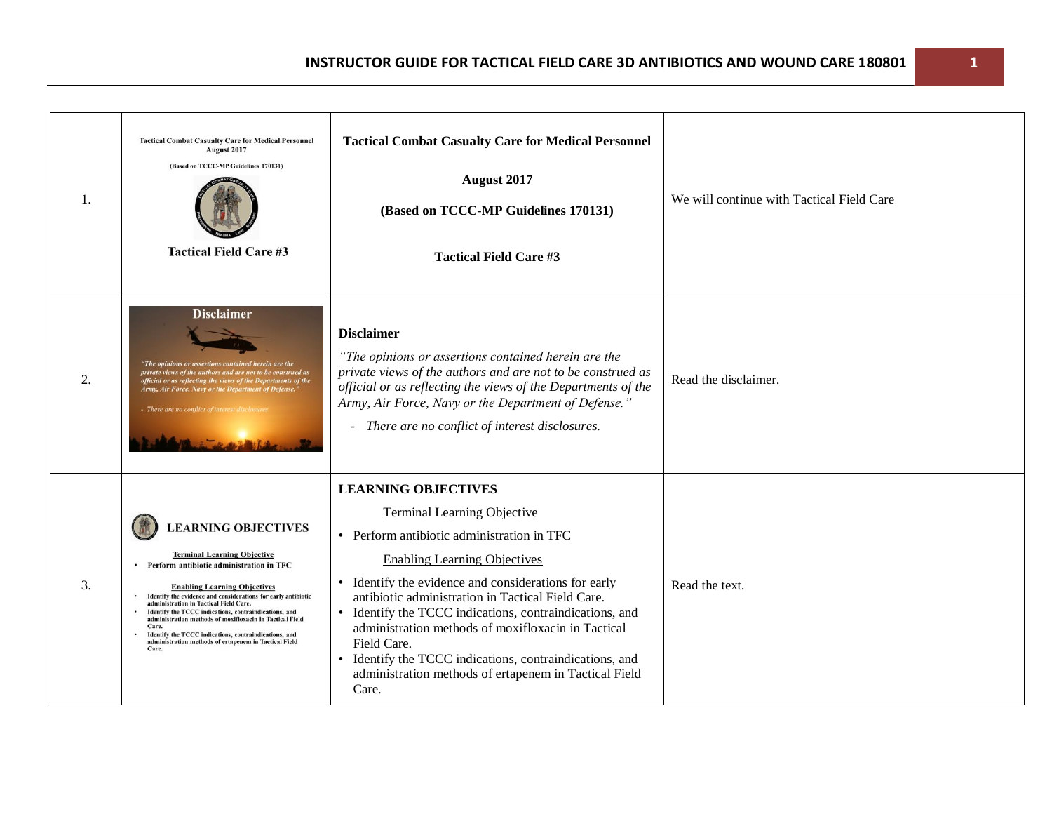| | | | |
|---|---|---|---|
| 1. | Tactical Combat Casualty Care for Medical Personnel August 2017 (Based on TCCC-MP Guidelines 170131) Tactical Field Care #3 | **Tactical Combat Casualty Care for Medical Personnel**<br><br>**August 2017**<br><br>**(Based on TCCC-MP Guidelines 170131)**<br><br>**Tactical Field Care #3** | We will continue with Tactical Field Care |
| 2. | Disclaimer "The opinions or assertions contained herein are the private views of the authors and are not to be construed as official or as reflecting the views of the Departments of the Army, Air Force, Navy or the Department of Defense." - There are no conflict of interest disclosures | **Disclaimer**<br><br>*"The opinions or assertions contained herein are the private views of the authors and are not to be construed as official or as reflecting the views of the Departments of the Army, Air Force, Navy or the Department of Defense."*<br><br>- *There are no conflict of interest disclosures.* | Read the disclaimer. |
| 3. | LEARNING OBJECTIVES Terminal Learning Objective • Perform antibiotic administration in TFC Enabling Learning Objectives • Identify the evidence and considerations for early antibiotic administration in Tactical Field Care. • Identify the TCCC indications, contraindications, and administration methods of moxifloxacin in Tactical Field Care. • Identify the TCCC indications, contraindications, and administration methods of ertapenem in Tactical Field Care. | **LEARNING OBJECTIVES**<br><br><u>Terminal Learning Objective</u><br>• Perform antibiotic administration in TFC<br><br><u>Enabling Learning Objectives</u><br>• Identify the evidence and considerations for early antibiotic administration in Tactical Field Care.<br>• Identify the TCCC indications, contraindications, and administration methods of moxifloxacin in Tactical Field Care.<br>• Identify the TCCC indications, contraindications, and administration methods of ertapenem in Tactical Field Care. | Read the text. |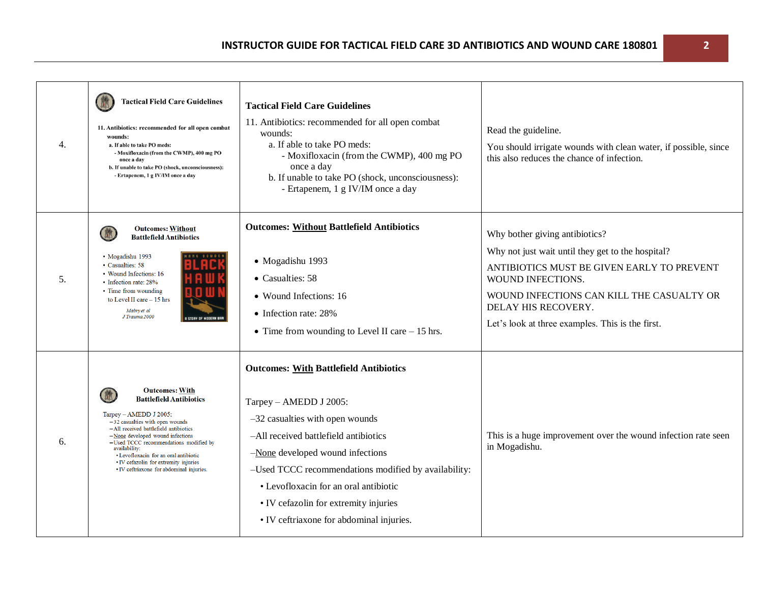| | | | |
|---|---|---|---|
| 4. | Tactical Field Care Guidelines<br>11. Antibiotics: recommended for all open combat wounds:<br>a. If able to take PO meds:<br>- Moxifloxacin (from the CWMP), 400 mg PO once a day<br>b. If unable to take PO (shock, unconsciousness):<br>- Ertapenem, 1 g IV/IM once a day | **Tactical Field Care Guidelines**<br>11. Antibiotics: recommended for all open combat wounds:<br>a. If able to take PO meds:<br>- Moxifloxacin (from the CWMP), 400 mg PO once a day<br>b. If unable to take PO (shock, unconsciousness):<br>- Ertapenem, 1 g IV/IM once a day | Read the guideline.<br>You should irrigate wounds with clean water, if possible, since this also reduces the chance of infection. |
| 5. | Outcomes: Without Battlefield Antibiotics<br>• Mogadishu 1993<br>• Casualties: 58<br>• Wound Infections: 16<br>• Infection rate: 28%<br>• Time from wounding to Level II care – 15 hrs<br>*Mabry et al J Trauma 2000* | **Outcomes: <u>Without</u> Battlefield Antibiotics**<br>• Mogadishu 1993<br>• Casualties: 58<br>• Wound Infections: 16<br>• Infection rate: 28%<br>• Time from wounding to Level II care – 15 hrs. | Why bother giving antibiotics?<br>Why not just wait until they get to the hospital?<br>ANTIBIOTICS MUST BE GIVEN EARLY TO PREVENT WOUND INFECTIONS.<br>WOUND INFECTIONS CAN KILL THE CASUALTY OR DELAY HIS RECOVERY.<br>Let's look at three examples. This is the first. |
| 6. | Outcomes: With Battlefield Antibiotics<br>Tarpey – AMEDD J 2005:<br>–32 casualties with open wounds<br>–All received battlefield antibiotics<br>–<u>None</u> developed wound infections<br>–Used TCCC recommendations modified by availability:<br>• Levofloxacin for an oral antibiotic<br>• IV cefazolin for extremity injuries<br>• IV ceftriaxone for abdominal injuries. | **Outcomes: <u>With</u> Battlefield Antibiotics**<br>Tarpey – AMEDD J 2005:<br>–32 casualties with open wounds<br>–All received battlefield antibiotics<br>–<u>None</u> developed wound infections<br>–Used TCCC recommendations modified by availability:<br>• Levofloxacin for an oral antibiotic<br>• IV cefazolin for extremity injuries<br>• IV ceftriaxone for abdominal injuries. | This is a huge improvement over the wound infection rate seen in Mogadishu. |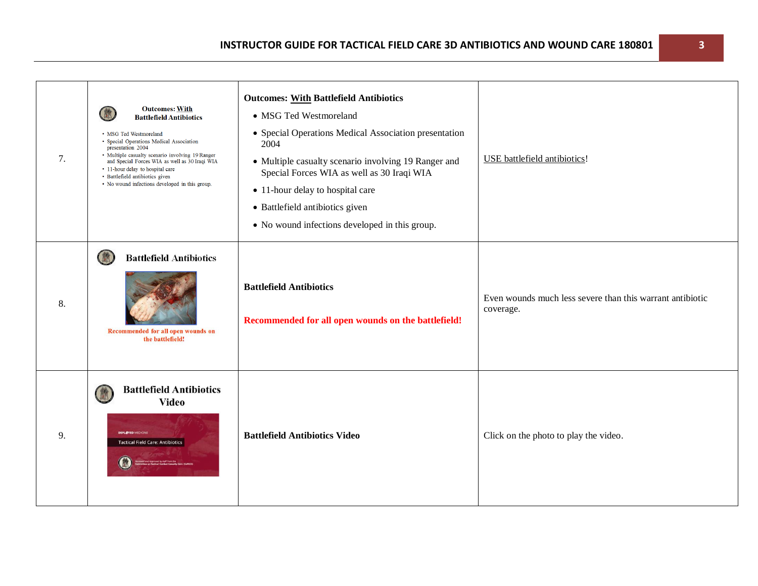| | | | |
|---|---|---|---|
| 7. | **Outcomes: With Battlefield Antibiotics**<br>• MSG Ted Westmoreland<br>• Special Operations Medical Association presentation 2004<br>• Multiple casualty scenario involving 19 Ranger and Special Forces WIA as well as 30 Iraqi WIA<br>• 11-hour delay to hospital care<br>• Battlefield antibiotics given<br>• No wound infections developed in this group. | **Outcomes: With Battlefield Antibiotics**<br>• MSG Ted Westmoreland<br>• Special Operations Medical Association presentation 2004<br>• Multiple casualty scenario involving 19 Ranger and Special Forces WIA as well as 30 Iraqi WIA<br>• 11-hour delay to hospital care<br>• Battlefield antibiotics given<br>• No wound infections developed in this group. | USE battlefield antibiotics! |
| 8. | **Battlefield Antibiotics**<br>**Recommended for all open wounds on the battlefield!** | **Battlefield Antibiotics**<br><br>**Recommended for all open wounds on the battlefield!** | Even wounds much less severe than this warrant antibiotic coverage. |
| 9. | **Battlefield Antibiotics Video**<br>DEPLOYED MEDICINE<br>Tactical Field Care: Antibiotics<br>Reviewed and Approved by staff from the Committee on Tactical Combat Casualty Care (CoTCCC) | **Battlefield Antibiotics Video** | Click on the photo to play the video. |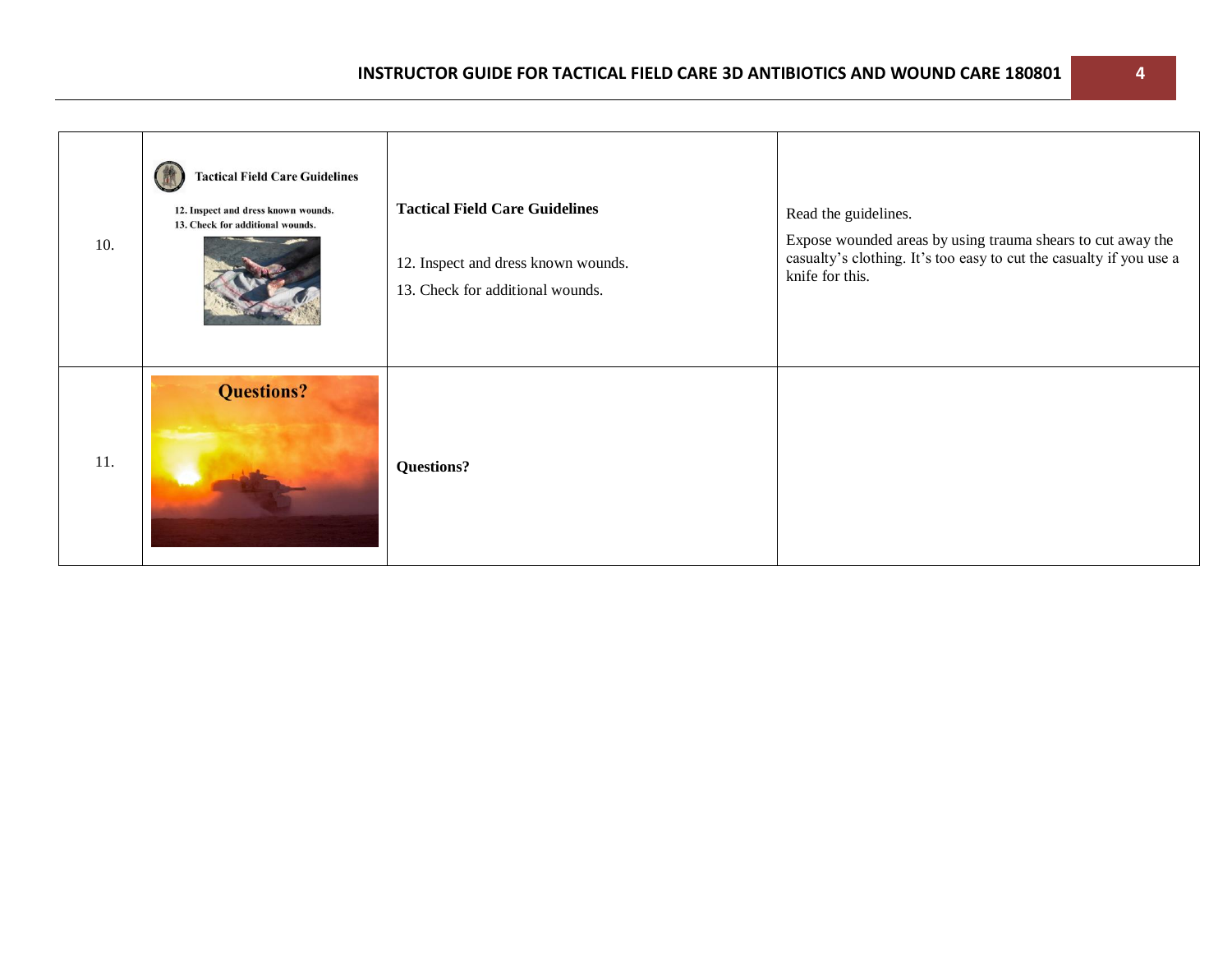| | | | |
|---|---|---|---|
| 10. | Tactical Field Care Guidelines<br>12. Inspect and dress known wounds.<br>13. Check for additional wounds. | **Tactical Field Care Guidelines**<br><br>12. Inspect and dress known wounds.<br>13. Check for additional wounds. | Read the guidelines.<br>Expose wounded areas by using trauma shears to cut away the casualty's clothing. It's too easy to cut the casualty if you use a knife for this. |
| 11. | Questions? | **Questions?** | |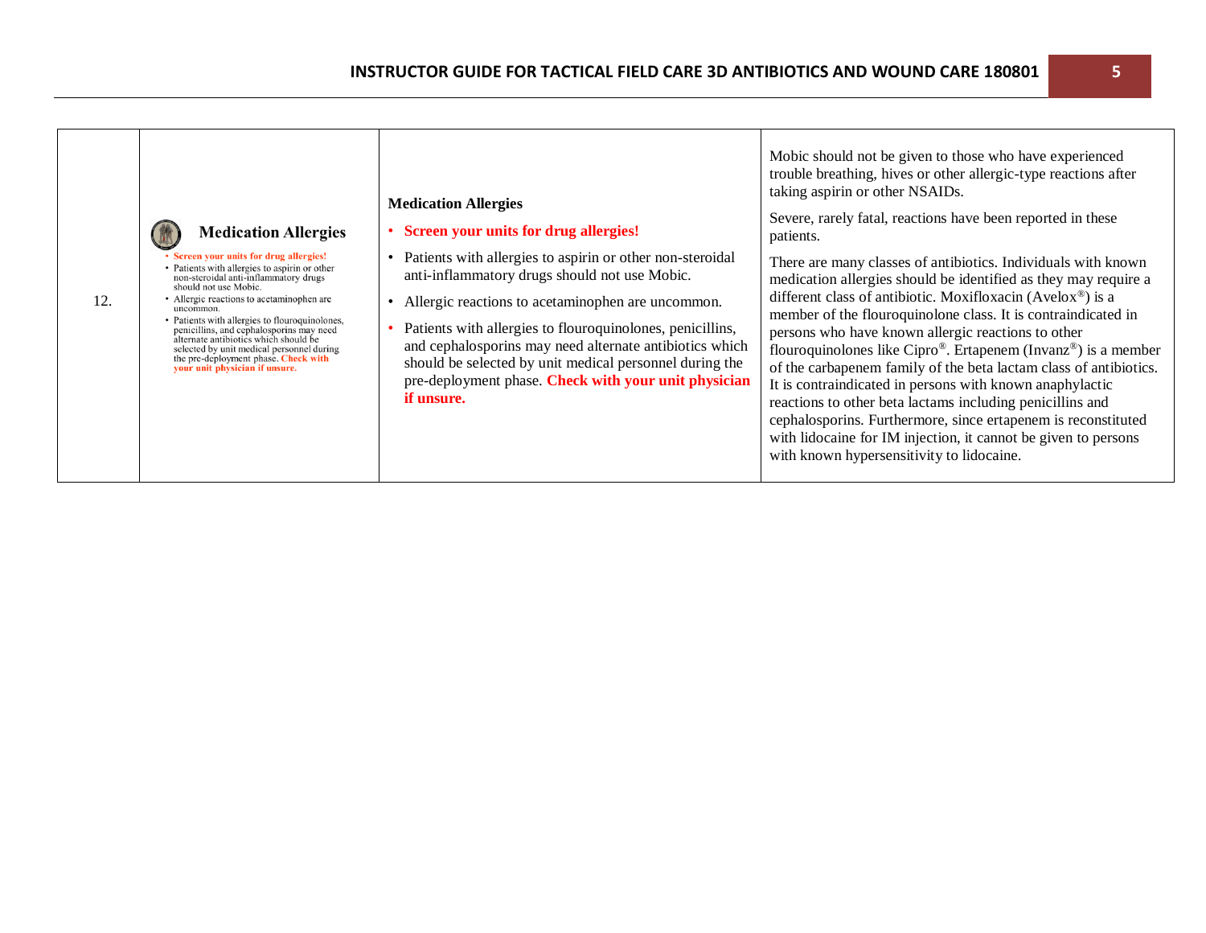| | | | |
|---|---|---|---|
| 12. | **Medication Allergies**<br>• **Screen your units for drug allergies!**<br>• Patients with allergies to aspirin or other non-steroidal anti-inflammatory drugs should not use Mobic.<br>• Allergic reactions to acetaminophen are uncommon.<br>• Patients with allergies to flouroquinolones, penicillins, and cephalosporins may need alternate antibiotics which should be selected by unit medical personnel during the pre-deployment phase. **Check with your unit physician if unsure.** | **Medication Allergies**<br>• **Screen your units for drug allergies!**<br>• Patients with allergies to aspirin or other non-steroidal anti-inflammatory drugs should not use Mobic.<br>• Allergic reactions to acetaminophen are uncommon.<br>• Patients with allergies to flouroquinolones, penicillins, and cephalosporins may need alternate antibiotics which should be selected by unit medical personnel during the pre-deployment phase. **Check with your unit physician if unsure.** | Mobic should not be given to those who have experienced trouble breathing, hives or other allergic-type reactions after taking aspirin or other NSAIDs.<br><br>Severe, rarely fatal, reactions have been reported in these patients.<br><br>There are many classes of antibiotics. Individuals with known medication allergies should be identified as they may require a different class of antibiotic. Moxifloxacin (Avelox®) is a member of the flouroquinolone class. It is contraindicated in persons who have known allergic reactions to other flouroquinolones like Cipro®. Ertapenem (Invanz®) is a member of the carbapenem family of the beta lactam class of antibiotics. It is contraindicated in persons with known anaphylactic reactions to other beta lactams including penicillins and cephalosporins. Furthermore, since ertapenem is reconstituted with lidocaine for IM injection, it cannot be given to persons with known hypersensitivity to lidocaine. |